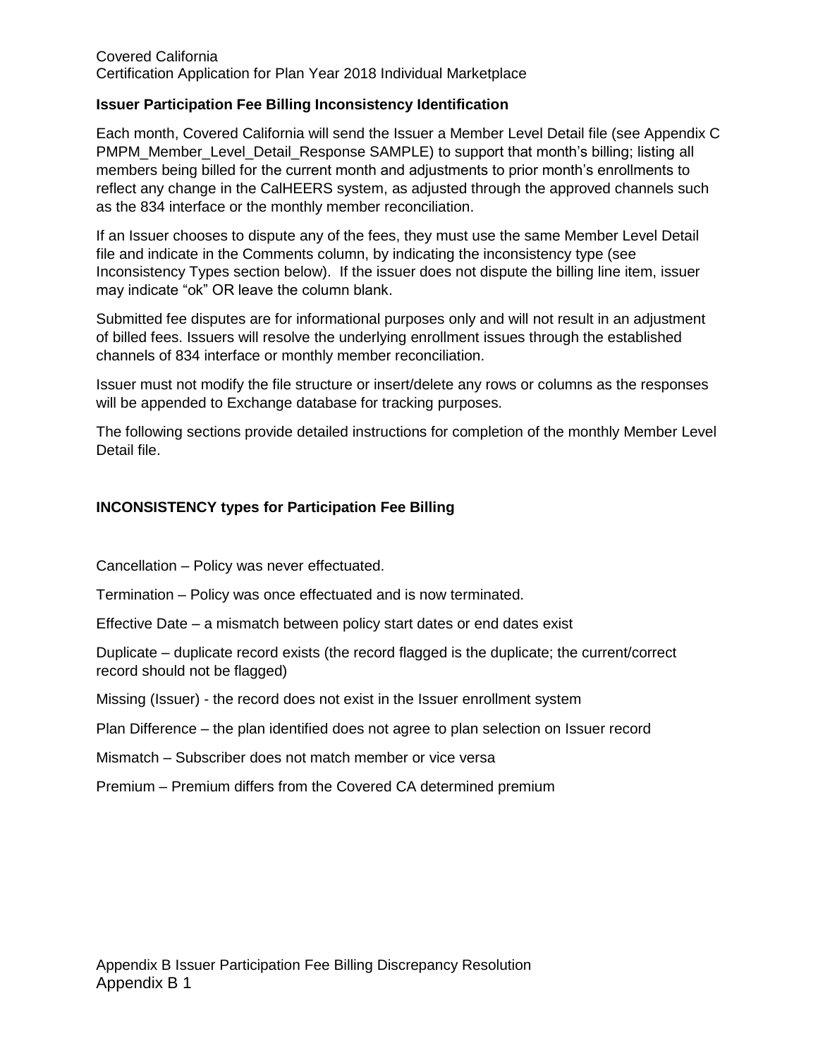## Issuer Participation Fee Billing Inconsistency Identification

Each month, Covered California will send the Issuer a Member Level Detail file (see Appendix C PMPM_Member_Level_Detail_Response SAMPLE) to support that month's billing; listing all members being billed for the current month and adjustments to prior month's enrollments to reflect any change in the CalHEERS system, as adjusted through the approved channels such as the 834 interface or the monthly member reconciliation.

If an Issuer chooses to dispute any of the fees, they must use the same Member Level Detail file and indicate in the Comments column, by indicating the inconsistency type (see Inconsistency Types section below). If the issuer does not dispute the billing line item, issuer may indicate "ok" OR leave the column blank.

Submitted fee disputes are for informational purposes only and will not result in an adjustment of billed fees. Issuers will resolve the underlying enrollment issues through the established channels of 834 interface or monthly member reconciliation.

Issuer must not modify the file structure or insert/delete any rows or columns as the responses will be appended to Exchange database for tracking purposes.

The following sections provide detailed instructions for completion of the monthly Member Level Detail file.

## INCONSISTENCY types for Participation Fee Billing

Cancellation – Policy was never effectuated.

Termination – Policy was once effectuated and is now terminated.

Effective Date – a mismatch between policy start dates or end dates exist

Duplicate – duplicate record exists (the record flagged is the duplicate; the current/correct record should not be flagged)

Missing (Issuer) - the record does not exist in the Issuer enrollment system

Plan Difference – the plan identified does not agree to plan selection on Issuer record

Mismatch – Subscriber does not match member or vice versa

Premium – Premium differs from the Covered CA determined premium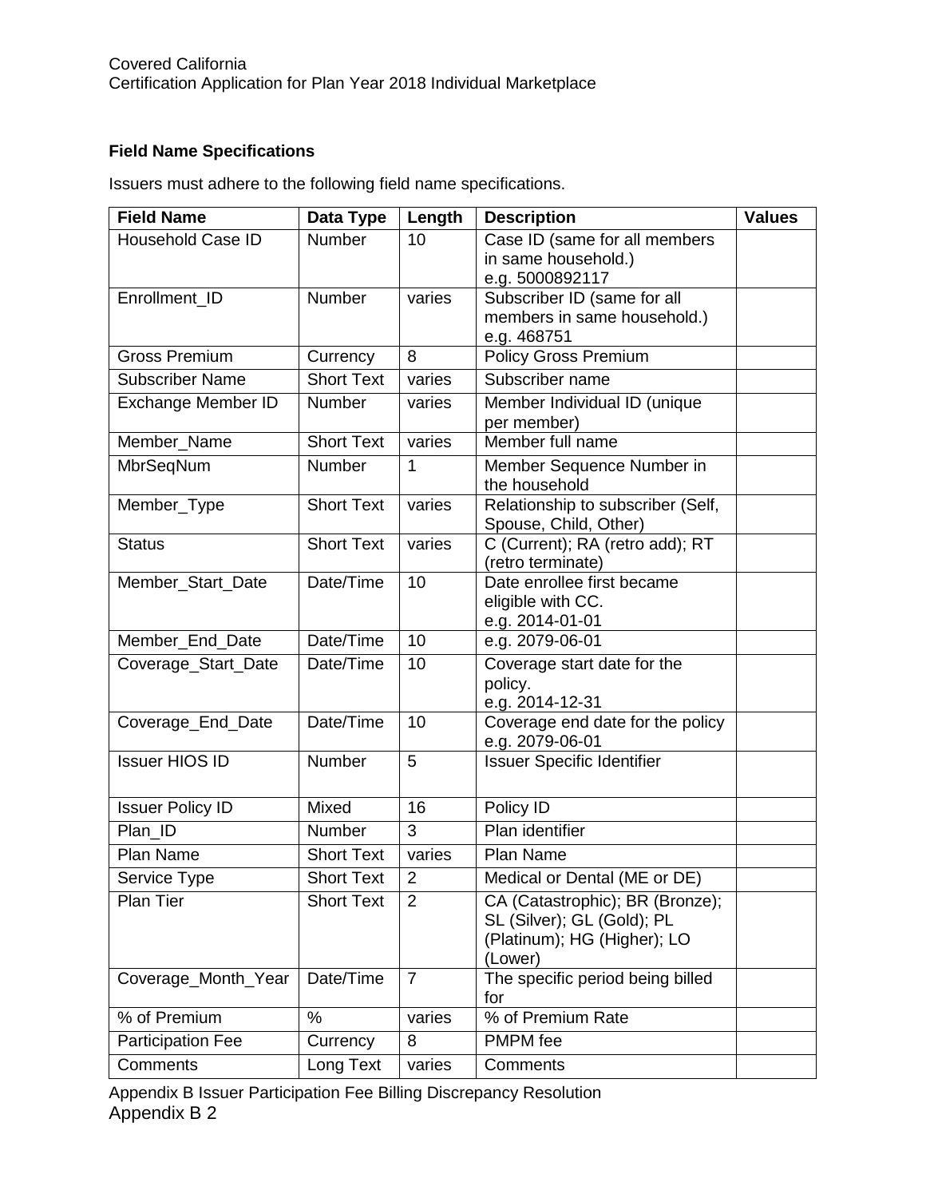## Field Name Specifications

Issuers must adhere to the following field name specifications.

| Field Name | Data Type | Length | Description | Values |
|---|---|---|---|---|
| Household Case ID | Number | 10 | Case ID (same for all members in same household.) e.g. 5000892117 | |
| Enrollment_ID | Number | varies | Subscriber ID (same for all members in same household.) e.g. 468751 | |
| Gross Premium | Currency | 8 | Policy Gross Premium | |
| Subscriber Name | Short Text | varies | Subscriber name | |
| Exchange Member ID | Number | varies | Member Individual ID (unique per member) | |
| Member_Name | Short Text | varies | Member full name | |
| MbrSeqNum | Number | 1 | Member Sequence Number in the household | |
| Member_Type | Short Text | varies | Relationship to subscriber (Self, Spouse, Child, Other) | |
| Status | Short Text | varies | C (Current); RA (retro add); RT (retro terminate) | |
| Member_Start_Date | Date/Time | 10 | Date enrollee first became eligible with CC. e.g. 2014-01-01 | |
| Member_End_Date | Date/Time | 10 | e.g. 2079-06-01 | |
| Coverage_Start_Date | Date/Time | 10 | Coverage start date for the policy. e.g. 2014-12-31 | |
| Coverage_End_Date | Date/Time | 10 | Coverage end date for the policy e.g. 2079-06-01 | |
| Issuer HIOS ID | Number | 5 | Issuer Specific Identifier | |
| Issuer Policy ID | Mixed | 16 | Policy ID | |
| Plan_ID | Number | 3 | Plan identifier | |
| Plan Name | Short Text | varies | Plan Name | |
| Service Type | Short Text | 2 | Medical or Dental (ME or DE) | |
| Plan Tier | Short Text | 2 | CA (Catastrophic); BR (Bronze); SL (Silver); GL (Gold); PL (Platinum); HG (Higher); LO (Lower) | |
| Coverage_Month_Year | Date/Time | 7 | The specific period being billed for | |
| % of Premium | % | varies | % of Premium Rate | |
| Participation Fee | Currency | 8 | PMPM fee | |
| Comments | Long Text | varies | Comments | |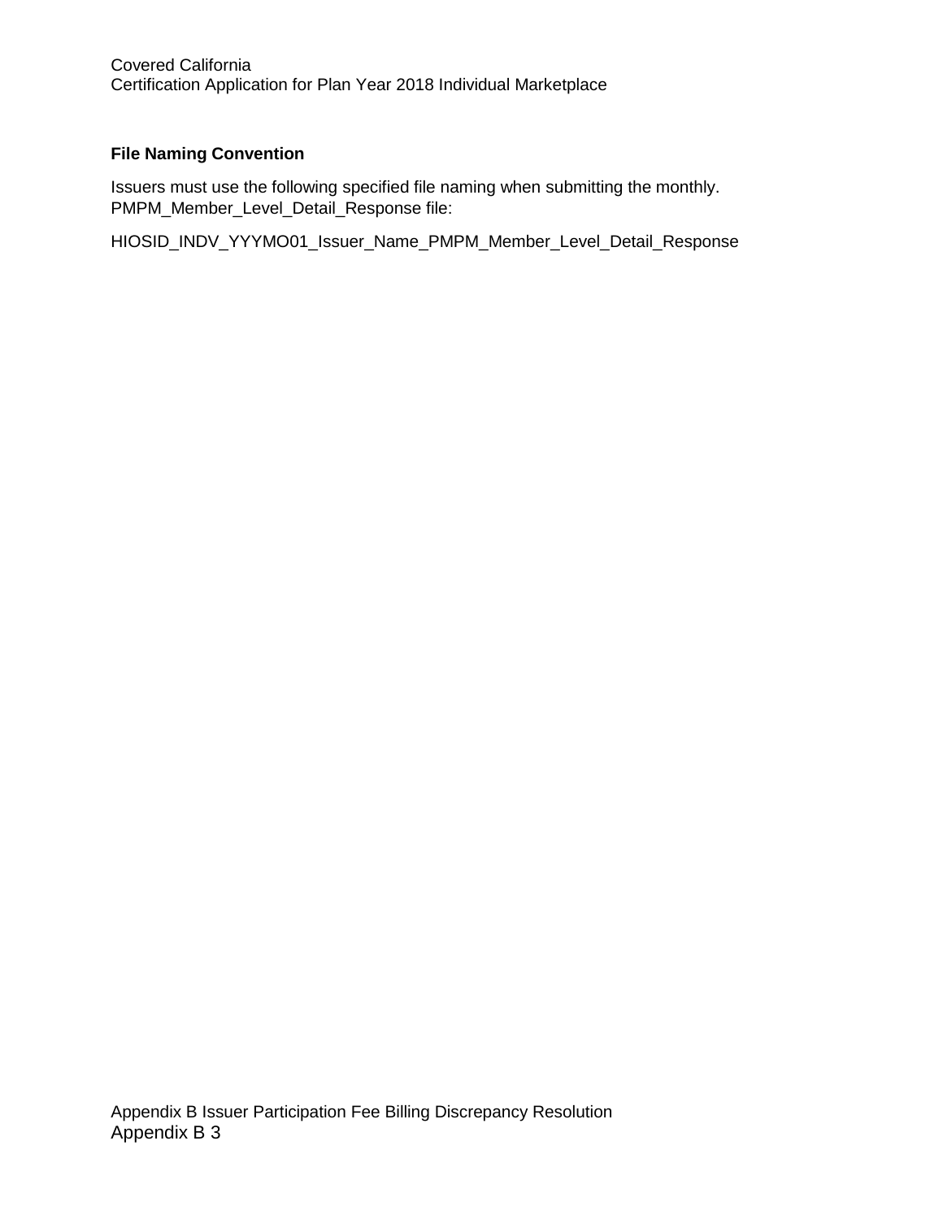**File Naming Convention**

Issuers must use the following specified file naming when submitting the monthly. PMPM_Member_Level_Detail_Response file:

HIOSID_INDV_YYYMO01_Issuer_Name_PMPM_Member_Level_Detail_Response